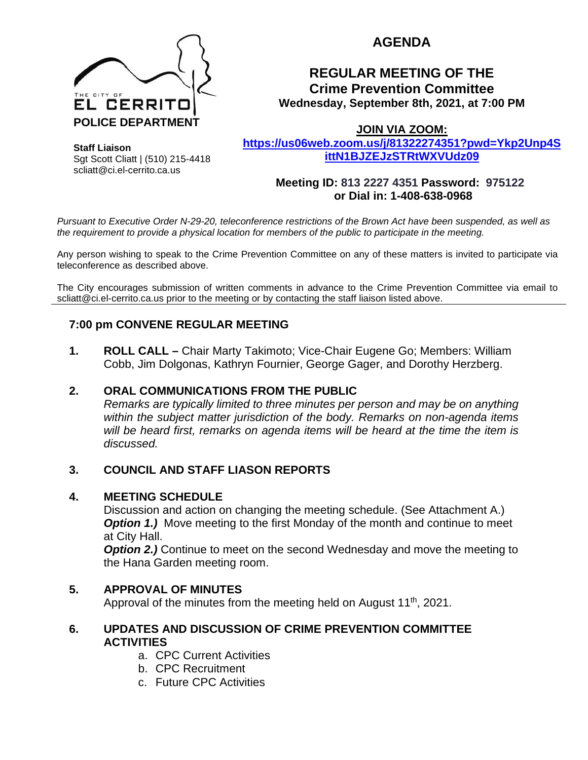THE CITY OF EL CERRITO
**POLICE DEPARTMENT**

**Staff Liaison**
Sgt Scott Cliatt | (510) 215-4418
scliatt@ci.el-cerrito.ca.us

# AGENDA

## REGULAR MEETING OF THE Crime Prevention Committee

**Wednesday, September 8th, 2021, at 7:00 PM**

**JOIN VIA ZOOM:**
**https://us06web.zoom.us/j/81322274351?pwd=Ykp2Unp4SittN1BJZEJzSTRtWXVUdz09**

**Meeting ID: 813 2227 4351 Password: 975122**
**or Dial in: 1-408-638-0968**

*Pursuant to Executive Order N-29-20, teleconference restrictions of the Brown Act have been suspended, as well as the requirement to provide a physical location for members of the public to participate in the meeting.*

Any person wishing to speak to the Crime Prevention Committee on any of these matters is invited to participate via teleconference as described above.

The City encourages submission of written comments in advance to the Crime Prevention Committee via email to scliatt@ci.el-cerrito.ca.us prior to the meeting or by contacting the staff liaison listed above.

---

### 7:00 pm CONVENE REGULAR MEETING

**1. ROLL CALL –** Chair Marty Takimoto; Vice-Chair Eugene Go; Members: William Cobb, Jim Dolgonas, Kathryn Fournier, George Gager, and Dorothy Herzberg.

**2. ORAL COMMUNICATIONS FROM THE PUBLIC**
*Remarks are typically limited to three minutes per person and may be on anything within the subject matter jurisdiction of the body. Remarks on non-agenda items will be heard first, remarks on agenda items will be heard at the time the item is discussed.*

**3. COUNCIL AND STAFF LIASON REPORTS**

**4. MEETING SCHEDULE**
Discussion and action on changing the meeting schedule. (See Attachment A.)
***Option 1.)*** Move meeting to the first Monday of the month and continue to meet at City Hall.
***Option 2.)*** Continue to meet on the second Wednesday and move the meeting to the Hana Garden meeting room.

**5. APPROVAL OF MINUTES**
Approval of the minutes from the meeting held on August 11th, 2021.

**6. UPDATES AND DISCUSSION OF CRIME PREVENTION COMMITTEE ACTIVITIES**

a. CPC Current Activities
b. CPC Recruitment
c. Future CPC Activities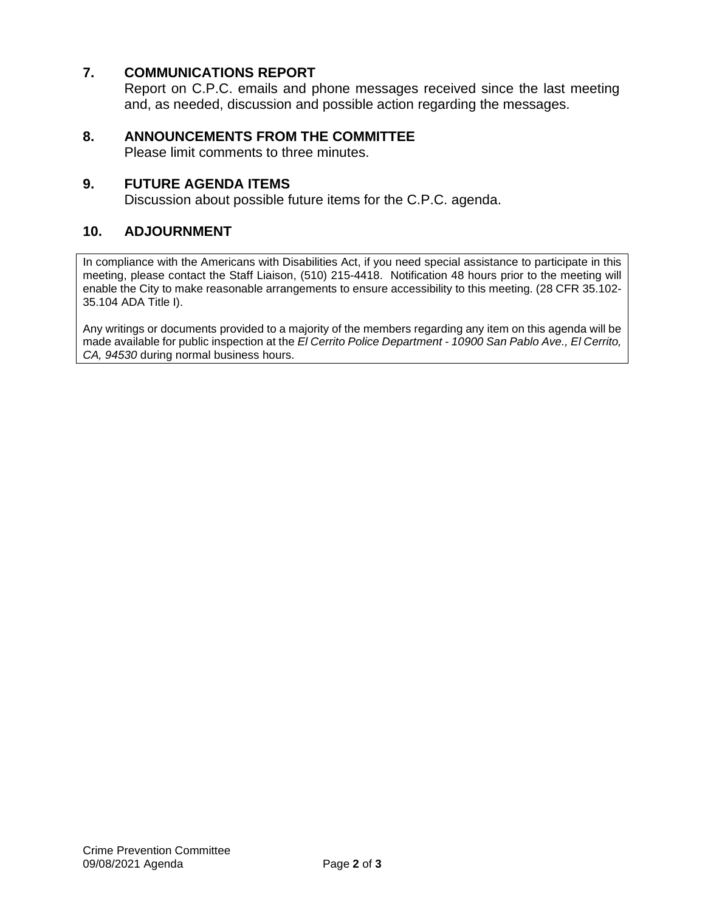## 7. COMMUNICATIONS REPORT

Report on C.P.C. emails and phone messages received since the last meeting and, as needed, discussion and possible action regarding the messages.

## 8. ANNOUNCEMENTS FROM THE COMMITTEE

Please limit comments to three minutes.

## 9. FUTURE AGENDA ITEMS

Discussion about possible future items for the C.P.C. agenda.

## 10. ADJOURNMENT

In compliance with the Americans with Disabilities Act, if you need special assistance to participate in this meeting, please contact the Staff Liaison, (510) 215-4418. Notification 48 hours prior to the meeting will enable the City to make reasonable arrangements to ensure accessibility to this meeting. (28 CFR 35.102-35.104 ADA Title I).

Any writings or documents provided to a majority of the members regarding any item on this agenda will be made available for public inspection at the *El Cerrito Police Department - 10900 San Pablo Ave., El Cerrito, CA, 94530* during normal business hours.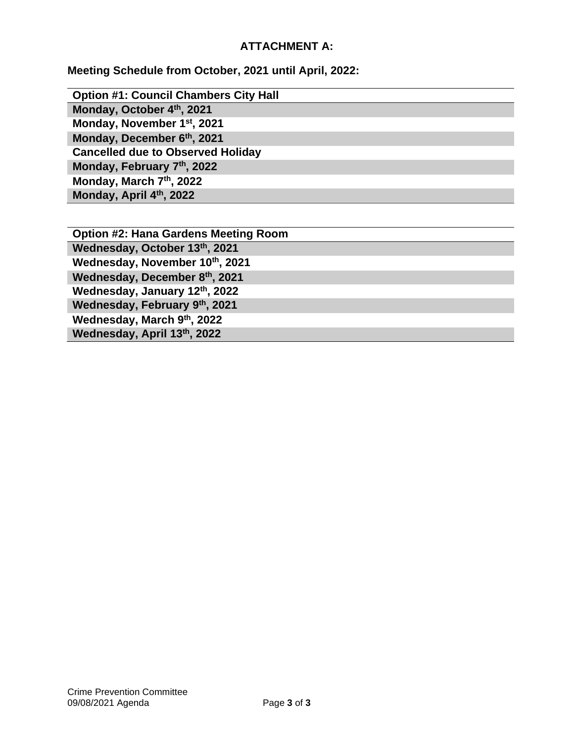## ATTACHMENT A:

**Meeting Schedule from October, 2021 until April, 2022:**

| Option #1: Council Chambers City Hall |
|---|
| Monday, October 4th, 2021 |
| Monday, November 1st, 2021 |
| Monday, December 6th, 2021 |
| Cancelled due to Observed Holiday |
| Monday, February 7th, 2022 |
| Monday, March 7th, 2022 |
| Monday, April 4th, 2022 |

| Option #2: Hana Gardens Meeting Room |
|---|
| Wednesday, October 13th, 2021 |
| Wednesday, November 10th, 2021 |
| Wednesday, December 8th, 2021 |
| Wednesday, January 12th, 2022 |
| Wednesday, February 9th, 2021 |
| Wednesday, March 9th, 2022 |
| Wednesday, April 13th, 2022 |